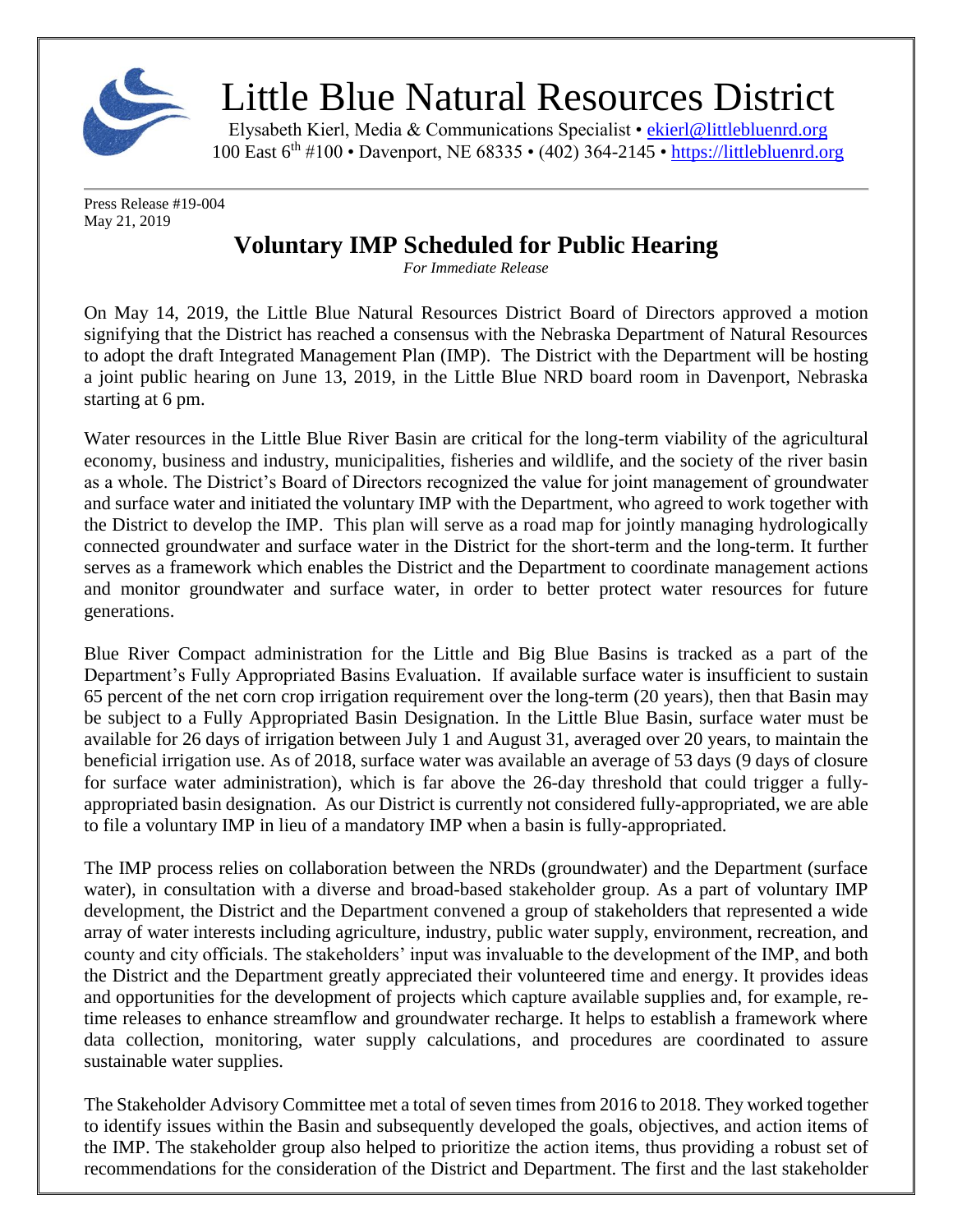# Little Blue Natural Resources District

Elysabeth Kierl, Media & Communications Specialist • ekierl@littlebluenrd.org
100 East 6th #100 • Davenport, NE 68335 • (402) 364-2145 • https://littlebluenrd.org

Press Release #19-004
May 21, 2019

## Voluntary IMP Scheduled for Public Hearing

*For Immediate Release*

On May 14, 2019, the Little Blue Natural Resources District Board of Directors approved a motion signifying that the District has reached a consensus with the Nebraska Department of Natural Resources to adopt the draft Integrated Management Plan (IMP). The District with the Department will be hosting a joint public hearing on June 13, 2019, in the Little Blue NRD board room in Davenport, Nebraska starting at 6 pm.

Water resources in the Little Blue River Basin are critical for the long-term viability of the agricultural economy, business and industry, municipalities, fisheries and wildlife, and the society of the river basin as a whole. The District's Board of Directors recognized the value for joint management of groundwater and surface water and initiated the voluntary IMP with the Department, who agreed to work together with the District to develop the IMP. This plan will serve as a road map for jointly managing hydrologically connected groundwater and surface water in the District for the short-term and the long-term. It further serves as a framework which enables the District and the Department to coordinate management actions and monitor groundwater and surface water, in order to better protect water resources for future generations.

Blue River Compact administration for the Little and Big Blue Basins is tracked as a part of the Department's Fully Appropriated Basins Evaluation. If available surface water is insufficient to sustain 65 percent of the net corn crop irrigation requirement over the long-term (20 years), then that Basin may be subject to a Fully Appropriated Basin Designation. In the Little Blue Basin, surface water must be available for 26 days of irrigation between July 1 and August 31, averaged over 20 years, to maintain the beneficial irrigation use. As of 2018, surface water was available an average of 53 days (9 days of closure for surface water administration), which is far above the 26-day threshold that could trigger a fully-appropriated basin designation. As our District is currently not considered fully-appropriated, we are able to file a voluntary IMP in lieu of a mandatory IMP when a basin is fully-appropriated.

The IMP process relies on collaboration between the NRDs (groundwater) and the Department (surface water), in consultation with a diverse and broad-based stakeholder group. As a part of voluntary IMP development, the District and the Department convened a group of stakeholders that represented a wide array of water interests including agriculture, industry, public water supply, environment, recreation, and county and city officials. The stakeholders' input was invaluable to the development of the IMP, and both the District and the Department greatly appreciated their volunteered time and energy. It provides ideas and opportunities for the development of projects which capture available supplies and, for example, re-time releases to enhance streamflow and groundwater recharge. It helps to establish a framework where data collection, monitoring, water supply calculations, and procedures are coordinated to assure sustainable water supplies.

The Stakeholder Advisory Committee met a total of seven times from 2016 to 2018. They worked together to identify issues within the Basin and subsequently developed the goals, objectives, and action items of the IMP. The stakeholder group also helped to prioritize the action items, thus providing a robust set of recommendations for the consideration of the District and Department. The first and the last stakeholder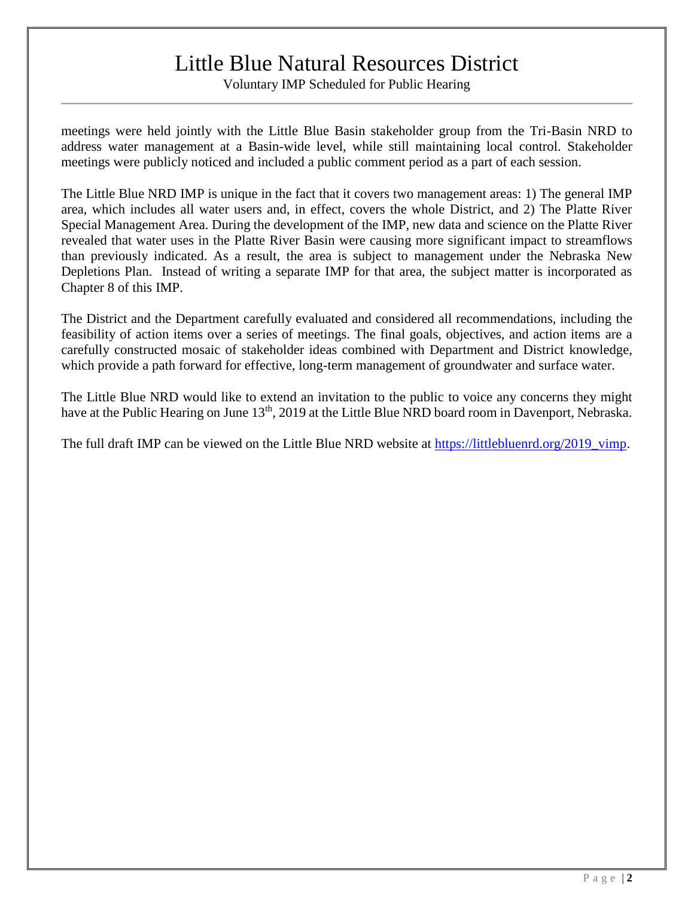meetings were held jointly with the Little Blue Basin stakeholder group from the Tri-Basin NRD to address water management at a Basin-wide level, while still maintaining local control. Stakeholder meetings were publicly noticed and included a public comment period as a part of each session.

The Little Blue NRD IMP is unique in the fact that it covers two management areas: 1) The general IMP area, which includes all water users and, in effect, covers the whole District, and 2) The Platte River Special Management Area. During the development of the IMP, new data and science on the Platte River revealed that water uses in the Platte River Basin were causing more significant impact to streamflows than previously indicated. As a result, the area is subject to management under the Nebraska New Depletions Plan. Instead of writing a separate IMP for that area, the subject matter is incorporated as Chapter 8 of this IMP.

The District and the Department carefully evaluated and considered all recommendations, including the feasibility of action items over a series of meetings. The final goals, objectives, and action items are a carefully constructed mosaic of stakeholder ideas combined with Department and District knowledge, which provide a path forward for effective, long-term management of groundwater and surface water.

The Little Blue NRD would like to extend an invitation to the public to voice any concerns they might have at the Public Hearing on June 13th, 2019 at the Little Blue NRD board room in Davenport, Nebraska.

The full draft IMP can be viewed on the Little Blue NRD website at https://littlebluenrd.org/2019_vimp.